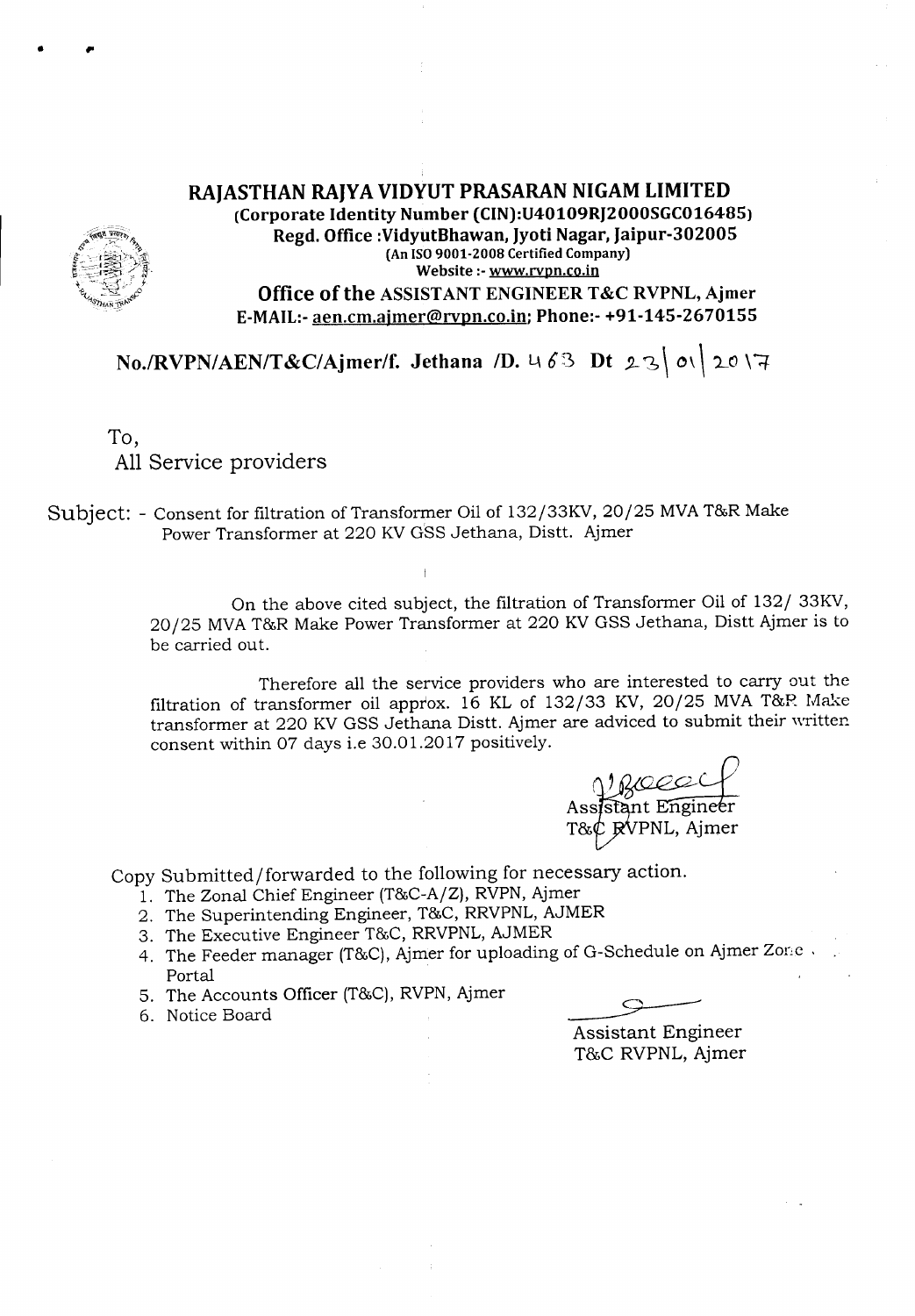# RAJASTHAN RAJYA VIDYUT PRASARAN NIGAM LIMITED

**(Corporate Identity Number (CIN):U40109RJ2000SGC016485)**

**Regd. Office :VidyutBhawan, Jyoti Nagar, Jaipur-302005**

(An ISO 9001-2008 Certified Company)

Website :- www.rvpn.co.in

**Office of the ASSISTANT ENGINEER T&C RVPNL, Ajmer**

**E-MAIL:- aen.cm.ajmer@rvpn.co.in; Phone:- +91-145-2670155**

**No./RVPN/AEN/T&C/Ajmer/f. Jethana /D. 463 Dt 23|01|2017**

To,
All Service providers

Subject: - Consent for filtration of Transformer Oil of 132/33KV, 20/25 MVA T&R Make Power Transformer at 220 KV GSS Jethana, Distt. Ajmer

On the above cited subject, the filtration of Transformer Oil of 132/ 33KV, 20/25 MVA T&R Make Power Transformer at 220 KV GSS Jethana, Distt Ajmer is to be carried out.

Therefore all the service providers who are interested to carry out the filtration of transformer oil approx. 16 KL of 132/33 KV, 20/25 MVA T&R Make transformer at 220 KV GSS Jethana Distt. Ajmer are adviced to submit their written consent within 07 days i.e 30.01.2017 positively.

Assistant Engineer
T&C RVPNL, Ajmer

Copy Submitted/forwarded to the following for necessary action.

1. The Zonal Chief Engineer (T&C-A/Z), RVPN, Ajmer
2. The Superintending Engineer, T&C, RRVPNL, AJMER
3. The Executive Engineer T&C, RRVPNL, AJMER
4. The Feeder manager (T&C), Ajmer for uploading of G-Schedule on Ajmer Zone Portal
5. The Accounts Officer (T&C), RVPN, Ajmer
6. Notice Board

Assistant Engineer
T&C RVPNL, Ajmer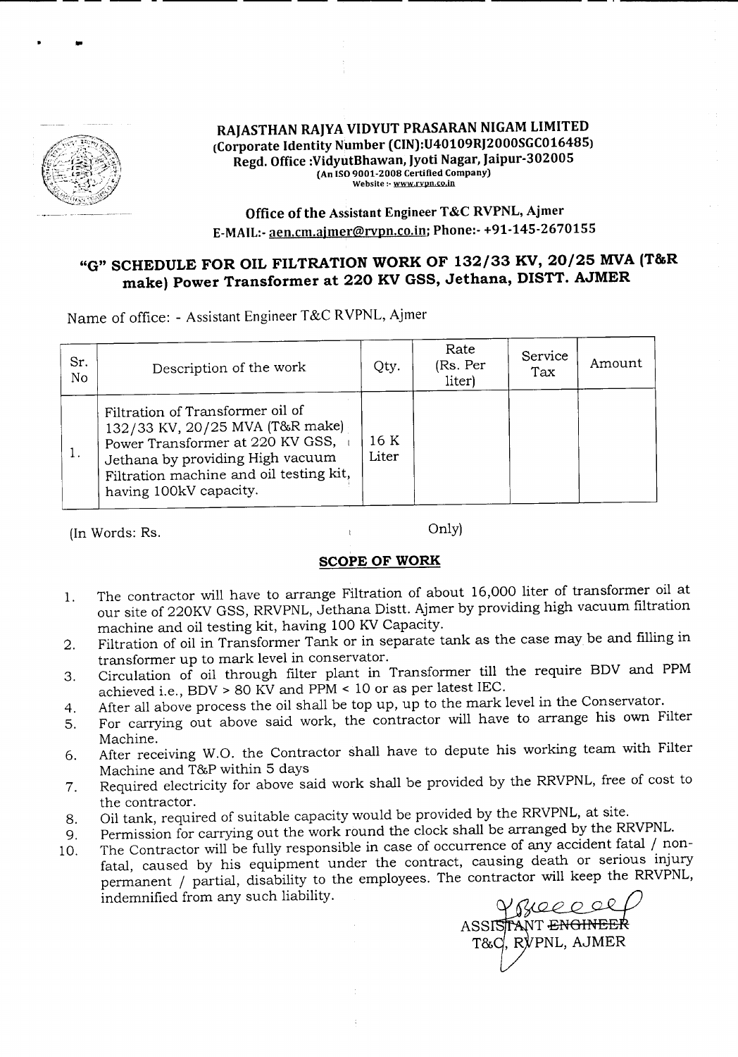**RAJASTHAN RAJYA VIDYUT PRASARAN NIGAM LIMITED**
**(Corporate Identity Number (CIN):U40109RJ2000SGC016485)**
**Regd. Office :VidyutBhawan, Jyoti Nagar, Jaipur-302005**
(An ISO 9001-2008 Certified Company)
Website :- www.rvpn.co.in

**Office of the Assistant Engineer T&C RVPNL, Ajmer**
**E-MAIL:- aen.cm.ajmer@rvpn.co.in; Phone:- +91-145-2670155**

## "G" SCHEDULE FOR OIL FILTRATION WORK OF 132/33 KV, 20/25 MVA (T&R make) Power Transformer at 220 KV GSS, Jethana, DISTT. AJMER

Name of office: - Assistant Engineer T&C RVPNL, Ajmer

| Sr. No | Description of the work | Qty. | Rate (Rs. Per liter) | Service Tax | Amount |
|---|---|---|---|---|---|
| 1. | Filtration of Transformer oil of 132/33 KV, 20/25 MVA (T&R make) Power Transformer at 220 KV GSS, Jethana by providing High vacuum Filtration machine and oil testing kit, having 100kV capacity. | 16 K Liter | | | |

(In Words: Rs. Only)

### SCOPE OF WORK

1. The contractor will have to arrange Filtration of about 16,000 liter of transformer oil at our site of 220KV GSS, RRVPNL, Jethana Distt. Ajmer by providing high vacuum filtration machine and oil testing kit, having 100 KV Capacity.
2. Filtration of oil in Transformer Tank or in separate tank as the case may be and filling in transformer up to mark level in conservator.
3. Circulation of oil through filter plant in Transformer till the require BDV and PPM achieved i.e., BDV > 80 KV and PPM < 10 or as per latest IEC.
4. After all above process the oil shall be top up, up to the mark level in the Conservator.
5. For carrying out above said work, the contractor will have to arrange his own Filter Machine.
6. After receiving W.O. the Contractor shall have to depute his working team with Filter Machine and T&P within 5 days
7. Required electricity for above said work shall be provided by the RRVPNL, free of cost to the contractor.
8. Oil tank, required of suitable capacity would be provided by the RRVPNL, at site.
9. Permission for carrying out the work round the clock shall be arranged by the RRVPNL.
10. The Contractor will be fully responsible in case of occurrence of any accident fatal / non-fatal, caused by his equipment under the contract, causing death or serious injury permanent / partial, disability to the employees. The contractor will keep the RRVPNL, indemnified from any such liability.

ASSISTANT ~~ENGINEER~~
T&C, RVPNL, AJMER